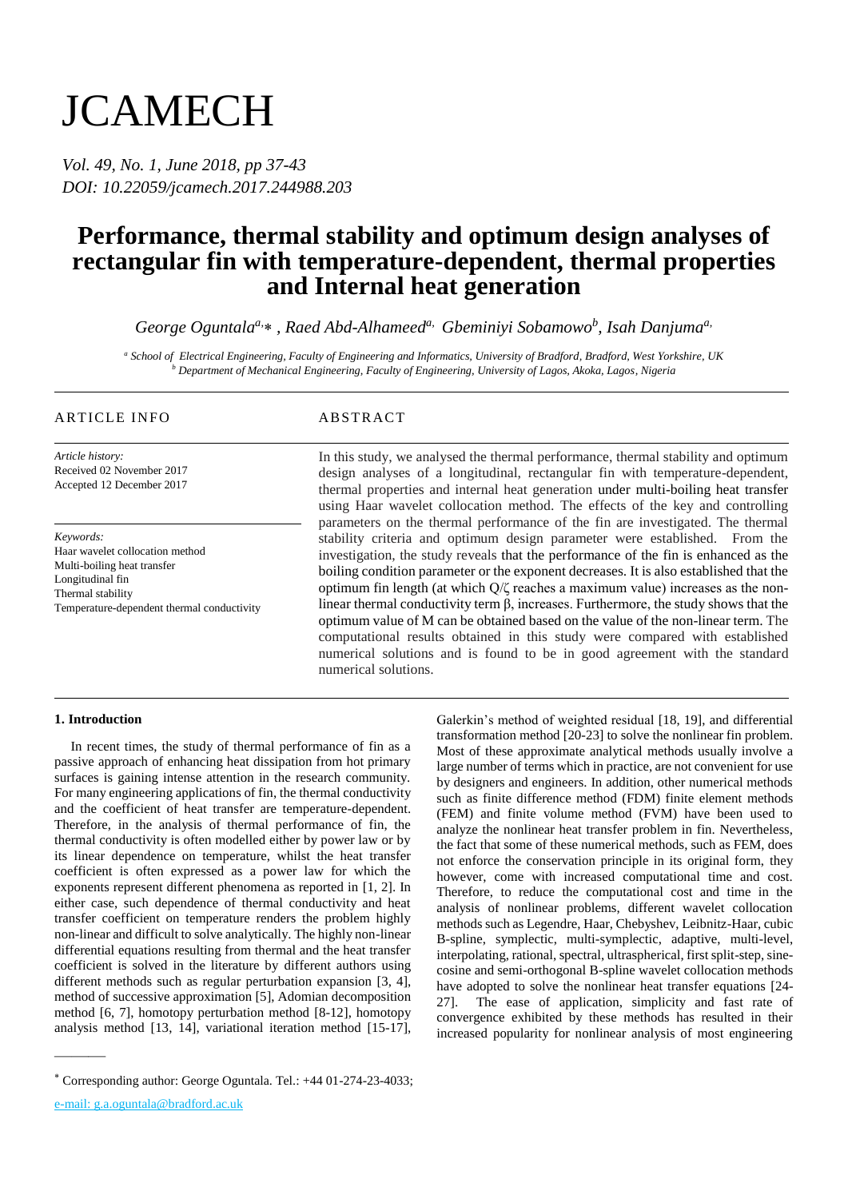# JCAMECH

*Vol. 49, No. 1, June 2018, pp 37-43*
*DOI: 10.22059/jcamech.2017.244988.203*

# Performance, thermal stability and optimum design analyses of rectangular fin with temperature-dependent, thermal properties and Internal heat generation

*George Oguntala[a,]\*, Raed Abd-Alhameed[a], Gbeminiyi Sobamowo[b], Isah Danjuma[a]*

[a] *School of Electrical Engineering, Faculty of Engineering and Informatics, University of Bradford, Bradford, West Yorkshire, UK*
[b] *Department of Mechanical Engineering, Faculty of Engineering, University of Lagos, Akoka, Lagos, Nigeria*

## ARTICLE INFO

*Article history:*
Received 02 November 2017
Accepted 12 December 2017

*Keywords:*
Haar wavelet collocation method
Multi-boiling heat transfer
Longitudinal fin
Thermal stability
Temperature-dependent thermal conductivity

## ABSTRACT

In this study, we analysed the thermal performance, thermal stability and optimum design analyses of a longitudinal, rectangular fin with temperature-dependent, thermal properties and internal heat generation under multi-boiling heat transfer using Haar wavelet collocation method. The effects of the key and controlling parameters on the thermal performance of the fin are investigated. The thermal stability criteria and optimum design parameter were established. From the investigation, the study reveals that the performance of the fin is enhanced as the boiling condition parameter or the exponent decreases. It is also established that the optimum fin length (at which $Q/\zeta$ reaches a maximum value) increases as the non-linear thermal conductivity term $\beta$, increases. Furthermore, the study shows that the optimum value of M can be obtained based on the value of the non-linear term. The computational results obtained in this study were compared with established numerical solutions and is found to be in good agreement with the standard numerical solutions.

### 1. Introduction

In recent times, the study of thermal performance of fin as a passive approach of enhancing heat dissipation from hot primary surfaces is gaining intense attention in the research community. For many engineering applications of fin, the thermal conductivity and the coefficient of heat transfer are temperature-dependent. Therefore, in the analysis of thermal performance of fin, the thermal conductivity is often modelled either by power law or by its linear dependence on temperature, whilst the heat transfer coefficient is often expressed as a power law for which the exponents represent different phenomena as reported in [1, 2]. In either case, such dependence of thermal conductivity and heat transfer coefficient on temperature renders the problem highly non-linear and difficult to solve analytically. The highly non-linear differential equations resulting from thermal and the heat transfer coefficient is solved in the literature by different authors using different methods such as regular perturbation expansion [3, 4], method of successive approximation [5], Adomian decomposition method [6, 7], homotopy perturbation method [8-12], homotopy analysis method [13, 14], variational iteration method [15-17], Galerkin's method of weighted residual [18, 19], and differential transformation method [20-23] to solve the nonlinear fin problem. Most of these approximate analytical methods usually involve a large number of terms which in practice, are not convenient for use by designers and engineers. In addition, other numerical methods such as finite difference method (FDM) finite element methods (FEM) and finite volume method (FVM) have been used to analyze the nonlinear heat transfer problem in fin. Nevertheless, the fact that some of these numerical methods, such as FEM, does not enforce the conservation principle in its original form, they however, come with increased computational time and cost. Therefore, to reduce the computational cost and time in the analysis of nonlinear problems, different wavelet collocation methods such as Legendre, Haar, Chebyshev, Leibnitz-Haar, cubic B-spline, symplectic, multi-symplectic, adaptive, multi-level, interpolating, rational, spectral, ultraspherical, first split-step, sine-cosine and semi-orthogonal B-spline wavelet collocation methods have adopted to solve the nonlinear heat transfer equations [24-27]. The ease of application, simplicity and fast rate of convergence exhibited by these methods has resulted in their increased popularity for nonlinear analysis of most engineering

---

\* Corresponding author: George Oguntala. Tel.: +44 01-274-23-4033;
e-mail: g.a.oguntala@bradford.ac.uk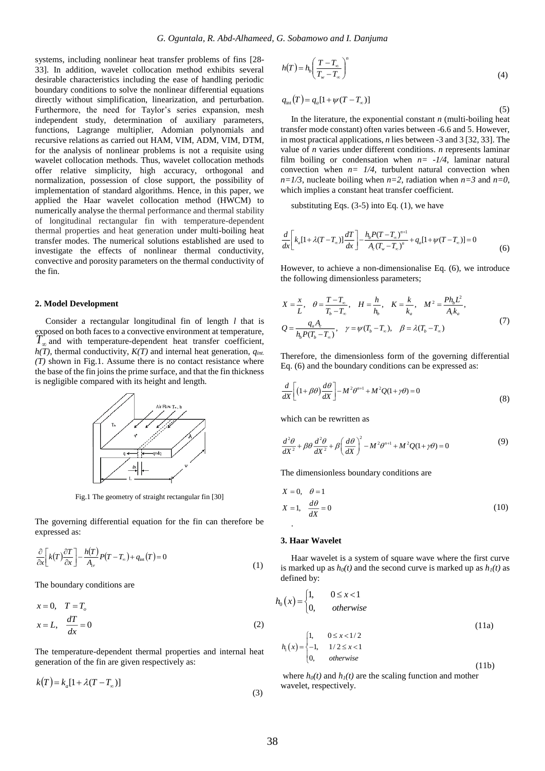systems, including nonlinear heat transfer problems of fins [28-33]. In addition, wavelet collocation method exhibits several desirable characteristics including the ease of handling periodic boundary conditions to solve the nonlinear differential equations directly without simplification, linearization, and perturbation. Furthermore, the need for Taylor's series expansion, mesh independent study, determination of auxiliary parameters, functions, Lagrange multiplier, Adomian polynomials and recursive relations as carried out HAM, VIM, ADM, VIM, DTM, for the analysis of nonlinear problems is not a requisite using wavelet collocation methods. Thus, wavelet collocation methods offer relative simplicity, high accuracy, orthogonal and normalization, possession of close support, the possibility of implementation of standard algorithms. Hence, in this paper, we applied the Haar wavelet collocation method (HWCM) to numerically analyse the thermal performance and thermal stability of longitudinal rectangular fin with temperature-dependent thermal properties and heat generation under multi-boiling heat transfer modes. The numerical solutions established are used to investigate the effects of nonlinear thermal conductivity, convective and porosity parameters on the thermal conductivity of the fin.

## 2. Model Development

Consider a rectangular longitudinal fin of length $l$ that is exposed on both faces to a convective environment at temperature, $T_\infty$ and with temperature-dependent heat transfer coefficient, $h(T)$, thermal conductivity, $K(T)$ and internal heat generation, $q_{int.}(T)$ shown in Fig.1. Assume there is no contact resistance where the base of the fin joins the prime surface, and that the fin thickness is negligible compared with its height and length.

Fig.1 The geometry of straight rectangular fin [30]

The governing differential equation for the fin can therefore be expressed as:

$$\frac{\partial}{\partial x}\left[k(T)\frac{\partial T}{\partial x}\right]-\frac{h(T)}{A_{cr}}P(T-T_\infty)+q_{int}(T)=0 \tag{1}$$

The boundary conditions are

$$x=0,\quad T=T_o$$
$$x=L,\quad \frac{dT}{dx}=0 \tag{2}$$

The temperature-dependent thermal properties and internal heat generation of the fin are given respectively as:

$$k(T)=k_a[1+\lambda(T-T_\infty)] \tag{3}$$

$$h(T)=h_b\left(\frac{T-T_\infty}{T_w-T_\infty}\right)^n \tag{4}$$

$$q_{int}(T)=q_a[1+\psi(T-T_\infty)] \tag{5}$$

In the literature, the exponential constant $n$ (multi-boiling heat transfer mode constant) often varies between -6.6 and 5. However, in most practical applications, $n$ lies between -3 and 3 [32, 33]. The value of $n$ varies under different conditions. $n$ represents laminar film boiling or condensation when $n= -1/4$, laminar natural convection when $n= 1/4$, turbulent natural convection when $n=1/3$, nucleate boiling when $n=2$, radiation when $n=3$ and $n=0$, which implies a constant heat transfer coefficient.

substituting Eqs. (3-5) into Eq. (1), we have

$$\frac{d}{dx}\left[k_a[1+\lambda(T-T_\infty)]\frac{dT}{dx}\right]-\frac{h_bP(T-T_\infty)^{n+1}}{A_c(T_w-T_\infty)^n}+q_a[1+\psi(T-T_\infty)]=0 \tag{6}$$

However, to achieve a non-dimensionalise Eq. (6), we introduce the following dimensionless parameters;

$$X=\frac{x}{L},\quad \theta=\frac{T-T_\infty}{T_b-T_\infty},\quad H=\frac{h}{h_b},\quad K=\frac{k}{k_a},\quad M^2=\frac{Ph_bL^2}{A_ck_a},$$
$$Q=\frac{q_aA_c}{h_bP(T_b-T_\infty)},\quad \gamma=\psi(T_b-T_\infty),\quad \beta=\lambda(T_b-T_\infty) \tag{7}$$

Therefore, the dimensionless form of the governing differential Eq. (6) and the boundary conditions can be expressed as:

$$\frac{d}{dX}\left[(1+\beta\theta)\frac{d\theta}{dX}\right]-M^2\theta^{n+1}+M^2Q(1+\gamma\theta)=0 \tag{8}$$

which can be rewritten as

$$\frac{d^2\theta}{dX^2}+\beta\theta\frac{d^2\theta}{dX^2}+\beta\left(\frac{d\theta}{dX}\right)^2-M^2\theta^{n+1}+M^2Q(1+\gamma\theta)=0 \tag{9}$$

The dimensionless boundary conditions are

$$X=0,\quad \theta=1$$
$$X=1,\quad \frac{d\theta}{dX}=0 \tag{10}$$

## 3. Haar Wavelet

Haar wavelet is a system of square wave where the first curve is marked up as $h_0(t)$ and the second curve is marked up as $h_1(t)$ as defined by:

$$h_0(x)=\begin{cases}1, & 0\le x<1\\ 0, & otherwise\end{cases} \tag{11a}$$

$$h_1(x)=\begin{cases}1, & 0\le x<1/2\\ -1, & 1/2\le x<1\\ 0, & otherwise\end{cases} \tag{11b}$$

where $h_0(t)$ and $h_1(t)$ are the scaling function and mother wavelet, respectively.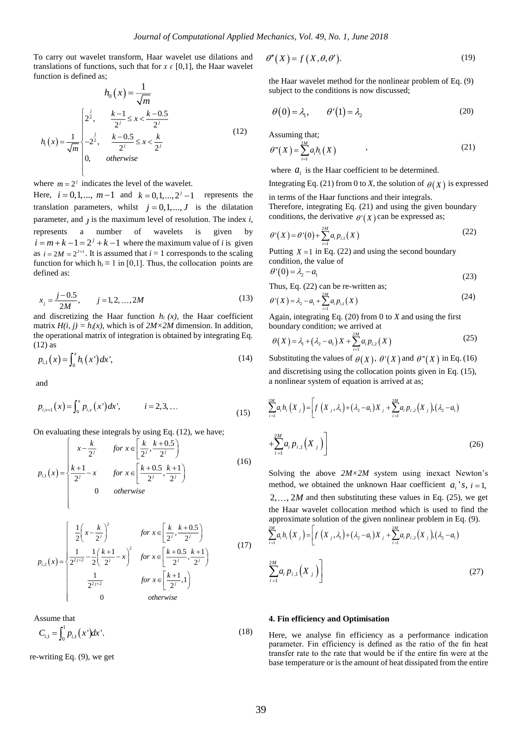To carry out wavelet transform, Haar wavelet use dilations and translations of functions, such that for $x \epsilon$ [0,1], the Haar wavelet function is defined as;

$$h_0(x) = \frac{1}{\sqrt{m}}$$

$$h_i(x) = \frac{1}{\sqrt{m}} \begin{cases} 2^{\frac{j}{2}}, & \frac{k-1}{2^j} \le x < \frac{k-0.5}{2^j} \\ -2^{\frac{j}{2}}, & \frac{k-0.5}{2^j} \le x < \frac{k}{2^j} \\ 0, & otherwise \end{cases} \tag{12}$$

where $m = 2^j$ indicates the level of the wavelet.

Here, $i = 0,1,..., m-1$ and $k = 0,1,...,2^j - 1$ represents the translation parameters, whilst $j = 0,1,..., J$ is the dilatation parameter, and $J$ is the maximum level of resolution. The index *i*, represents a number of wavelets is given by $i = m + k - 1 = 2^j + k - 1$ where the maximum value of *i* is given as $i = 2M = 2^{J+1}$. It is assumed that $i = 1$ corresponds to the scaling function for which $h_i \equiv 1$ in [0,1]. Thus, the collocation points are defined as:

$$x_j = \frac{j-0.5}{2M}, \qquad j = 1,2,\dots,2M \tag{13}$$

and discretizing the Haar function $h_i(x)$, the Haar coefficient matrix $H(i, j) = h_i(x)$, which is of $2M \times 2M$ dimension. In addition, the operational matrix of integration is obtained by integrating Eq. (12) as

$$p_{i,1}(x) = \int_0^x h_i(x')dx', \tag{14}$$

and

$$p_{i,v+1}(x) = \int_0^x p_{i,v}(x')dx', \qquad i = 2,3,\dots \tag{15}$$

On evaluating these integrals by using Eq. (12), we have;

$$p_{i,1}(x) = \begin{cases} x - \frac{k}{2^j} & for\ x \in \left[\frac{k}{2^j}, \frac{k+0.5}{2^j}\right) \\ \frac{k+1}{2^j} - x & for\ x \in \left[\frac{k+0.5}{2^j}, \frac{k+1}{2^j}\right) \\ 0 & otherwise \end{cases} \tag{16}$$

$$p_{i,2}(x) = \begin{cases} \frac{1}{2}\left(x - \frac{k}{2^j}\right)^2 & for\ x \in \left[\frac{k}{2^j}, \frac{k+0.5}{2^j}\right) \\ \frac{1}{2^{2j+2}} - \frac{1}{2}\left(\frac{k+1}{2^j} - x\right)^2 & for\ x \in \left[\frac{k+0.5}{2^j}, \frac{k+1}{2^j}\right) \\ \frac{1}{2^{2j+2}} & for\ x \in \left[\frac{k+1}{2^j}, 1\right) \\ 0 & otherwise \end{cases} \tag{17}$$

Assume that

$$C_{i,1} = \int_0^1 p_{i,1}(x')dx'. \tag{18}$$

re-writing Eq. (9), we get

$$\theta''(X) = f(X, \theta, \theta'). \tag{19}$$

the Haar wavelet method for the nonlinear problem of Eq. (9) subject to the conditions is now discussed;

$$\theta(0) = \lambda_1, \qquad \theta'(1) = \lambda_2 \tag{20}$$

Assuming that;

$$\theta''(X) = \sum_{i=1}^{2M} a_i h_i(X) \tag{21}$$

where $a_i$ is the Haar coefficient to be determined.

Integrating Eq. (21) from 0 to *X*, the solution of $\theta(X)$ is expressed in terms of the Haar functions and their integrals.

Therefore, integrating Eq. (21) and using the given boundary conditions, the derivative $\theta'(X)$ can be expressed as;

$$\theta'(X) = \theta'(0) + \sum_{i=1}^{2M} a_i p_{i,1}(X) \tag{22}$$

Putting $X = 1$ in Eq. (22) and using the second boundary condition, the value of

$$\theta'(0) = \lambda_2 - a_1 \tag{23}$$

Thus, Eq. (22) can be re-written as;

$$\theta'(X) = \lambda_2 - a_1 + \sum_{i=1}^{2M} a_i p_{i,1}(X) \tag{24}$$

Again, integrating Eq. (20) from 0 to *X* and using the first boundary condition; we arrived at

$$\theta(X) = \lambda_1 + (\lambda_2 - a_1)X + \sum_{i=1}^{2M} a_i p_{i,2}(X) \tag{25}$$

Substituting the values of $\theta(X)$, $\theta'(X)$ and $\theta''(X)$ in Eq. (16) and discretising using the collocation points given in Eq. (15), a nonlinear system of equation is arrived at as;

$$\sum_{i=1}^{2M} a_i h_i(X_j) = \left[ f\left(X_j, \lambda_1\right) + (\lambda_2 - a_1)X_j + \sum_{i=1}^{2M} a_i p_{i,2}(X_j), (\lambda_2 - a_1) + \sum_{i=1}^{2M} a_i p_{i,1}(X_j) \right] \tag{26}$$

Solving the above $2M \times 2M$ system using inexact Newton's method, we obtained the unknown Haar coefficient $a_i$'s, $i = 1, 2, \dots, 2M$ and then substituting these values in Eq. (25), we get the Haar wavelet collocation method which is used to find the approximate solution of the given nonlinear problem in Eq. (9).

$$\sum_{i=1}^{2M} a_i h_i(X_j) = \left[ f\left(X_j, \lambda_1\right) + (\lambda_2 - a_1)X_j + \sum_{i=1}^{2M} a_i p_{i,2}(X_j), (\lambda_2 - a_1) \sum_{i=1}^{2M} a_i p_{i,1}(X_j) \right] \tag{27}$$

## 4. Fin efficiency and Optimisation

Here, we analyse fin efficiency as a performance indication parameter. Fin efficiency is defined as the ratio of the fin heat transfer rate to the rate that would be if the entire fin were at the base temperature or is the amount of heat dissipated from the entire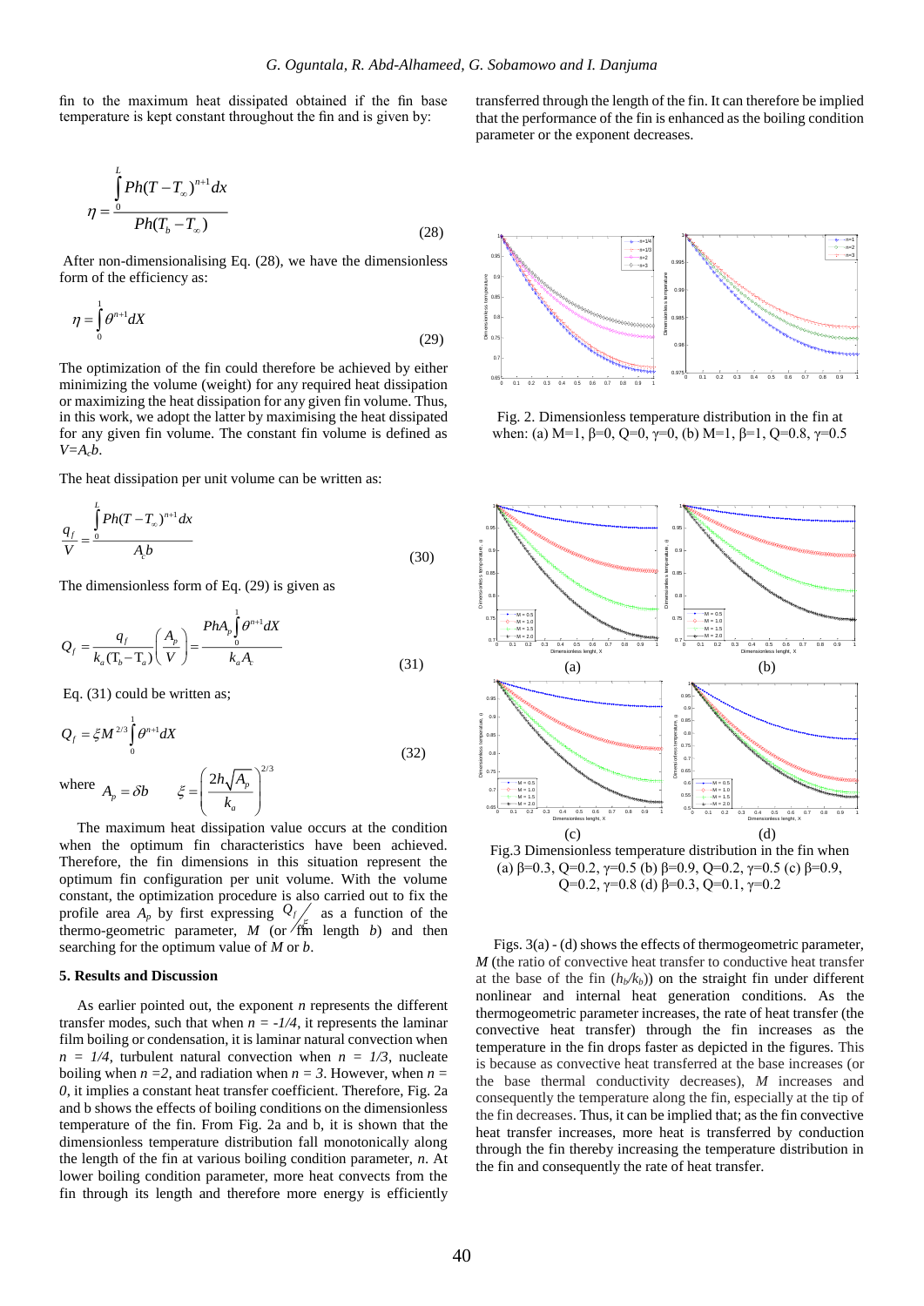fin to the maximum heat dissipated obtained if the fin base temperature is kept constant throughout the fin and is given by:

$$\eta = \frac{\int_0^L Ph(T - T_\infty)^{n+1} dx}{Ph(T_b - T_\infty)} \tag{28}$$

After non-dimensionalising Eq. (28), we have the dimensionless form of the efficiency as:

$$\eta = \int_0^1 \theta^{n+1} dX \tag{29}$$

The optimization of the fin could therefore be achieved by either minimizing the volume (weight) for any required heat dissipation or maximizing the heat dissipation for any given fin volume. Thus, in this work, we adopt the latter by maximising the heat dissipated for any given fin volume. The constant fin volume is defined as $V = A_c b$.

The heat dissipation per unit volume can be written as:

$$\frac{q_f}{V} = \frac{\int_0^L Ph(T - T_\infty)^{n+1} dx}{A_c b} \tag{30}$$

The dimensionless form of Eq. (29) is given as

$$Q_f = \frac{q_f}{k_a (T_b - T_a)} \left(\frac{A_p}{V}\right) = \frac{PhA_p \int_0^1 \theta^{n+1} dX}{k_a A_c} \tag{31}$$

Eq. (31) could be written as;

$$Q_f = \xi M^{2/3} \int_0^1 \theta^{n+1} dX \tag{32}$$

where $A_p = \delta b \qquad \xi = \left( \frac{2h\sqrt{A_p}}{k_a} \right)^{2/3}$

The maximum heat dissipation value occurs at the condition when the optimum fin characteristics have been achieved. Therefore, the fin dimensions in this situation represent the optimum fin configuration per unit volume. With the volume constant, the optimization procedure is also carried out to fix the profile area $A_p$ by first expressing $Q_f/\xi$ as a function of the thermo-geometric parameter, $M$ (or fin length $b$) and then searching for the optimum value of $M$ or $b$.

## 5. Results and Discussion

As earlier pointed out, the exponent $n$ represents the different transfer modes, such that when $n = -1/4$, it represents the laminar film boiling or condensation, it is laminar natural convection when $n = 1/4$, turbulent natural convection when $n = 1/3$, nucleate boiling when $n = 2$, and radiation when $n = 3$. However, when $n = 0$, it implies a constant heat transfer coefficient. Therefore, Fig. 2a and b shows the effects of boiling conditions on the dimensionless temperature of the fin. From Fig. 2a and b, it is shown that the dimensionless temperature distribution fall monotonically along the length of the fin at various boiling condition parameter, $n$. At lower boiling condition parameter, more heat convects from the fin through its length and therefore more energy is efficiently transferred through the length of the fin. It can therefore be implied that the performance of the fin is enhanced as the boiling condition parameter or the exponent decreases.

Fig. 2. Dimensionless temperature distribution in the fin at when: (a) M=1, β=0, Q=0, γ=0, (b) M=1, β=1, Q=0.8, γ=0.5

Fig.3 Dimensionless temperature distribution in the fin when (a) β=0.3, Q=0.2, γ=0.5 (b) β=0.9, Q=0.2, γ=0.5 (c) β=0.9, Q=0.2, γ=0.8 (d) β=0.3, Q=0.1, γ=0.2

Figs. 3(a) - (d) shows the effects of thermogeometric parameter, $M$ (the ratio of convective heat transfer to conductive heat transfer at the base of the fin ($h_b/k_b$)) on the straight fin under different nonlinear and internal heat generation conditions. As the thermogeometric parameter increases, the rate of heat transfer (the convective heat transfer) through the fin increases as the temperature in the fin drops faster as depicted in the figures. This is because as convective heat transferred at the base increases (or the base thermal conductivity decreases), $M$ increases and consequently the temperature along the fin, especially at the tip of the fin decreases. Thus, it can be implied that; as the fin convective heat transfer increases, more heat is transferred by conduction through the fin thereby increasing the temperature distribution in the fin and consequently the rate of heat transfer.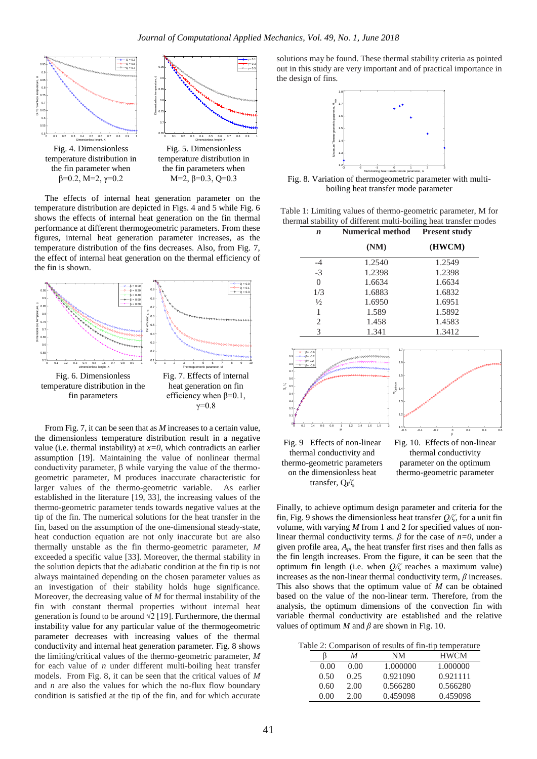Fig. 4. Dimensionless temperature distribution in the fin parameter when β=0.2, M=2, γ=0.2

Fig. 5. Dimensionless temperature distribution in the fin parameters when M=2, β=0.3, Q=0.3

The effects of internal heat generation parameter on the temperature distribution are depicted in Figs. 4 and 5 while Fig. 6 shows the effects of internal heat generation on the fin thermal performance at different thermogeometric parameters. From these figures, internal heat generation parameter increases, as the temperature distribution of the fins decreases. Also, from Fig. 7, the effect of internal heat generation on the thermal efficiency of the fin is shown.

Fig. 6. Dimensionless temperature distribution in the fin parameters

Fig. 7. Effects of internal heat generation on fin efficiency when β=0.1, γ=0.8

From Fig. 7, it can be seen that as *M* increases to a certain value, the dimensionless temperature distribution result in a negative value (i.e. thermal instability) at $x=0$, which contradicts an earlier assumption [19]. Maintaining the value of nonlinear thermal conductivity parameter, β while varying the value of the thermo-geometric parameter, M produces inaccurate characteristic for larger values of the thermo-geometric variable. As earlier established in the literature [19, 33], the increasing values of the thermo-geometric parameter tends towards negative values at the tip of the fin. The numerical solutions for the heat transfer in the fin, based on the assumption of the one-dimensional steady-state, heat conduction equation are not only inaccurate but are also thermally unstable as the fin thermo-geometric parameter, *M* exceeded a specific value [33]. Moreover, the thermal stability in the solution depicts that the adiabatic condition at the fin tip is not always maintained depending on the chosen parameter values as an investigation of their stability holds huge significance. Moreover, the decreasing value of *M* for thermal instability of the fin with constant thermal properties without internal heat generation is found to be around $\sqrt{2}$ [19]. Furthermore, the thermal instability value for any particular value of the thermogeometric parameter decreases with increasing values of the thermal conductivity and internal heat generation parameter. Fig. 8 shows the limiting/critical values of the thermo-geometric parameter, *M* for each value of *n* under different multi-boiling heat transfer models. From Fig. 8, it can be seen that the critical values of *M* and *n* are also the values for which the no-flux flow boundary condition is satisfied at the tip of the fin, and for which accurate solutions may be found. These thermal stability criteria as pointed out in this study are very important and of practical importance in the design of fins.

Fig. 8. Variation of thermogeometric parameter with multi-boiling heat transfer mode parameter

Table 1: Limiting values of thermo-geometric parameter, M for thermal stability of different multi-boiling heat transfer modes

| *n* | Numerical method (NM) | Present study (HWCM) |
|---|---|---|
| -4 | 1.2540 | 1.2549 |
| -3 | 1.2398 | 1.2398 |
| 0 | 1.6634 | 1.6634 |
| 1/3 | 1.6883 | 1.6832 |
| ½ | 1.6950 | 1.6951 |
| 1 | 1.589 | 1.5892 |
| 2 | 1.458 | 1.4583 |
| 3 | 1.341 | 1.3412 |

Fig. 9 Effects of non-linear thermal conductivity and thermo-geometric parameters on the dimensionless heat transfer, $Q_f/\zeta$

Fig. 10. Effects of non-linear thermal conductivity parameter on the optimum thermo-geometric parameter

Finally, to achieve optimum design parameter and criteria for the fin, Fig. 9 shows the dimensionless heat transfer $Q/\zeta$, for a unit fin volume, with varying *M* from 1 and 2 for specified values of non-linear thermal conductivity terms. $\beta$ for the case of $n=0$, under a given profile area, $A_p$, the heat transfer first rises and then falls as the fin length increases. From the figure, it can be seen that the optimum fin length (i.e. when $Q/\zeta$ reaches a maximum value) increases as the non-linear thermal conductivity term, $\beta$ increases. This also shows that the optimum value of *M* can be obtained based on the value of the non-linear term. Therefore, from the analysis, the optimum dimensions of the convection fin with variable thermal conductivity are established and the relative values of optimum *M* and $\beta$ are shown in Fig. 10.

Table 2: Comparison of results of fin-tip temperature

| β | *M* | NM | HWCM |
|---|---|---|---|
| 0.00 | 0.00 | 1.000000 | 1.000000 |
| 0.50 | 0.25 | 0.921090 | 0.921111 |
| 0.60 | 2.00 | 0.566280 | 0.566280 |
| 0.00 | 2.00 | 0.459098 | 0.459098 |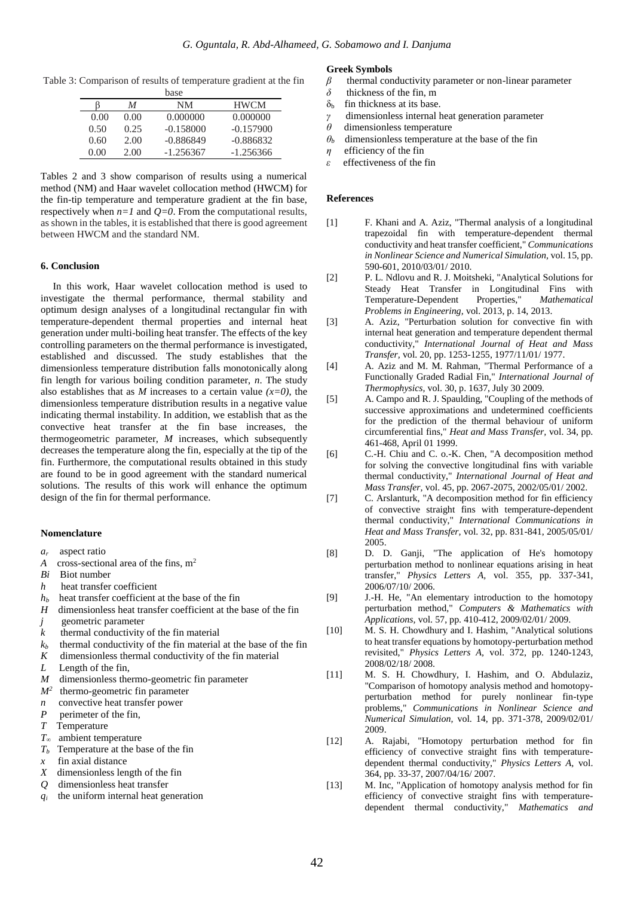Table 3: Comparison of results of temperature gradient at the fin base

| β | *M* | NM | HWCM |
|---|---|---|---|
| 0.00 | 0.00 | 0.000000 | 0.000000 |
| 0.50 | 0.25 | -0.158000 | -0.157900 |
| 0.60 | 2.00 | -0.886849 | -0.886832 |
| 0.00 | 2.00 | -1.256367 | -1.256366 |

Tables 2 and 3 show comparison of results using a numerical method (NM) and Haar wavelet collocation method (HWCM) for the fin-tip temperature and temperature gradient at the fin base, respectively when $n=1$ and $Q=0$. From the computational results, as shown in the tables, it is established that there is good agreement between HWCM and the standard NM.

## 6. Conclusion

In this work, Haar wavelet collocation method is used to investigate the thermal performance, thermal stability and optimum design analyses of a longitudinal rectangular fin with temperature-dependent thermal properties and internal heat generation under multi-boiling heat transfer. The effects of the key controlling parameters on the thermal performance is investigated, established and discussed. The study establishes that the dimensionless temperature distribution falls monotonically along fin length for various boiling condition parameter, $n$. The study also establishes that as $M$ increases to a certain value $(x=0)$, the dimensionless temperature distribution results in a negative value indicating thermal instability. In addition, we establish that as the convective heat transfer at the fin base increases, the thermogeometric parameter, $M$ increases, which subsequently decreases the temperature along the fin, especially at the tip of the fin. Furthermore, the computational results obtained in this study are found to be in good agreement with the standard numerical solutions. The results of this work will enhance the optimum design of the fin for thermal performance.

## Nomenclature

- $a_r$ aspect ratio
- $A$ cross-sectional area of the fins, m$^2$
- $Bi$ Biot number
- $h$ heat transfer coefficient
- $h_b$ heat transfer coefficient at the base of the fin
- $H$ dimensionless heat transfer coefficient at the base of the fin
- $j$ geometric parameter
- $k$ thermal conductivity of the fin material
- $k_b$ thermal conductivity of the fin material at the base of the fin
- $K$ dimensionless thermal conductivity of the fin material
- $L$ Length of the fin,
- $M$ dimensionless thermo-geometric fin parameter
- $M^2$ thermo-geometric fin parameter
- $n$ convective heat transfer power
- $P$ perimeter of the fin,
- $T$ Temperature
- $T_\infty$ ambient temperature
- $T_b$ Temperature at the base of the fin
- $x$ fin axial distance
- $X$ dimensionless length of the fin
- $Q$ dimensionless heat transfer
- $q_i$ the uniform internal heat generation

### Greek Symbols

- $\beta$ thermal conductivity parameter or non-linear parameter
- $\delta$ thickness of the fin, m
- $\delta_b$ fin thickness at its base.
- $\gamma$ dimensionless internal heat generation parameter
- $\theta$ dimensionless temperature
- $\theta_b$ dimensionless temperature at the base of the fin
- $\eta$ efficiency of the fin
- $\varepsilon$ effectiveness of the fin

## References

[1] F. Khani and A. Aziz, "Thermal analysis of a longitudinal trapezoidal fin with temperature-dependent thermal conductivity and heat transfer coefficient," *Communications in Nonlinear Science and Numerical Simulation*, vol. 15, pp. 590-601, 2010/03/01/ 2010.

[2] P. L. Ndlovu and R. J. Moitsheki, "Analytical Solutions for Steady Heat Transfer in Longitudinal Fins with Temperature-Dependent Properties," *Mathematical Problems in Engineering*, vol. 2013, p. 14, 2013.

[3] A. Aziz, "Perturbation solution for convective fin with internal heat generation and temperature dependent thermal conductivity," *International Journal of Heat and Mass Transfer*, vol. 20, pp. 1253-1255, 1977/11/01/ 1977.

[4] A. Aziz and M. M. Rahman, "Thermal Performance of a Functionally Graded Radial Fin," *International Journal of Thermophysics*, vol. 30, p. 1637, July 30 2009.

[5] A. Campo and R. J. Spaulding, "Coupling of the methods of successive approximations and undetermined coefficients for the prediction of the thermal behaviour of uniform circumferential fins," *Heat and Mass Transfer*, vol. 34, pp. 461-468, April 01 1999.

[6] C.-H. Chiu and C. o.-K. Chen, "A decomposition method for solving the convective longitudinal fins with variable thermal conductivity," *International Journal of Heat and Mass Transfer*, vol. 45, pp. 2067-2075, 2002/05/01/ 2002.

[7] C. Arslanturk, "A decomposition method for fin efficiency of convective straight fins with temperature-dependent thermal conductivity," *International Communications in Heat and Mass Transfer*, vol. 32, pp. 831-841, 2005/05/01/ 2005.

[8] D. D. Ganji, "The application of He's homotopy perturbation method to nonlinear equations arising in heat transfer," *Physics Letters A*, vol. 355, pp. 337-341, 2006/07/10/ 2006.

[9] J.-H. He, "An elementary introduction to the homotopy perturbation method," *Computers & Mathematics with Applications*, vol. 57, pp. 410-412, 2009/02/01/ 2009.

[10] M. S. H. Chowdhury and I. Hashim, "Analytical solutions to heat transfer equations by homotopy-perturbation method revisited," *Physics Letters A*, vol. 372, pp. 1240-1243, 2008/02/18/ 2008.

[11] M. S. H. Chowdhury, I. Hashim, and O. Abdulaziz, "Comparison of homotopy analysis method and homotopy-perturbation method for purely nonlinear fin-type problems," *Communications in Nonlinear Science and Numerical Simulation*, vol. 14, pp. 371-378, 2009/02/01/ 2009.

[12] A. Rajabi, "Homotopy perturbation method for fin efficiency of convective straight fins with temperature-dependent thermal conductivity," *Physics Letters A*, vol. 364, pp. 33-37, 2007/04/16/ 2007.

[13] M. Inc, "Application of homotopy analysis method for fin efficiency of convective straight fins with temperature-dependent thermal conductivity," *Mathematics and*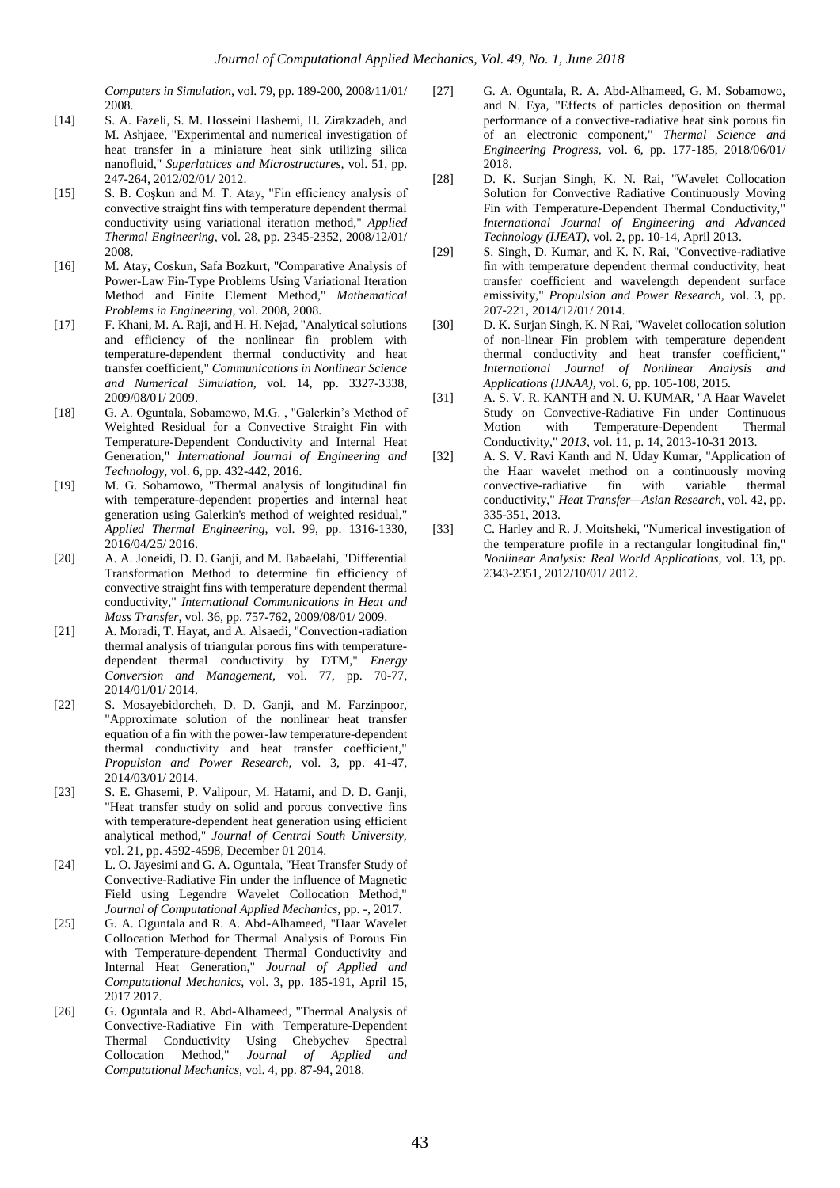*Computers in Simulation*, vol. 79, pp. 189-200, 2008/11/01/ 2008.

[14] S. A. Fazeli, S. M. Hosseini Hashemi, H. Zirakzadeh, and M. Ashjaee, "Experimental and numerical investigation of heat transfer in a miniature heat sink utilizing silica nanofluid," *Superlattices and Microstructures*, vol. 51, pp. 247-264, 2012/02/01/ 2012.

[15] S. B. Coşkun and M. T. Atay, "Fin efficiency analysis of convective straight fins with temperature dependent thermal conductivity using variational iteration method," *Applied Thermal Engineering*, vol. 28, pp. 2345-2352, 2008/12/01/ 2008.

[16] M. Atay, Coskun, Safa Bozkurt, "Comparative Analysis of Power-Law Fin-Type Problems Using Variational Iteration Method and Finite Element Method," *Mathematical Problems in Engineering*, vol. 2008, 2008.

[17] F. Khani, M. A. Raji, and H. H. Nejad, "Analytical solutions and efficiency of the nonlinear fin problem with temperature-dependent thermal conductivity and heat transfer coefficient," *Communications in Nonlinear Science and Numerical Simulation*, vol. 14, pp. 3327-3338, 2009/08/01/ 2009.

[18] G. A. Oguntala, Sobamowo, M.G. , "Galerkin's Method of Weighted Residual for a Convective Straight Fin with Temperature-Dependent Conductivity and Internal Heat Generation," *International Journal of Engineering and Technology*, vol. 6, pp. 432-442, 2016.

[19] M. G. Sobamowo, "Thermal analysis of longitudinal fin with temperature-dependent properties and internal heat generation using Galerkin's method of weighted residual," *Applied Thermal Engineering*, vol. 99, pp. 1316-1330, 2016/04/25/ 2016.

[20] A. A. Joneidi, D. D. Ganji, and M. Babaelahi, "Differential Transformation Method to determine fin efficiency of convective straight fins with temperature dependent thermal conductivity," *International Communications in Heat and Mass Transfer*, vol. 36, pp. 757-762, 2009/08/01/ 2009.

[21] A. Moradi, T. Hayat, and A. Alsaedi, "Convection-radiation thermal analysis of triangular porous fins with temperature-dependent thermal conductivity by DTM," *Energy Conversion and Management*, vol. 77, pp. 70-77, 2014/01/01/ 2014.

[22] S. Mosayebidorcheh, D. D. Ganji, and M. Farzinpoor, "Approximate solution of the nonlinear heat transfer equation of a fin with the power-law temperature-dependent thermal conductivity and heat transfer coefficient," *Propulsion and Power Research*, vol. 3, pp. 41-47, 2014/03/01/ 2014.

[23] S. E. Ghasemi, P. Valipour, M. Hatami, and D. D. Ganji, "Heat transfer study on solid and porous convective fins with temperature-dependent heat generation using efficient analytical method," *Journal of Central South University*, vol. 21, pp. 4592-4598, December 01 2014.

[24] L. O. Jayesimi and G. A. Oguntala, "Heat Transfer Study of Convective-Radiative Fin under the influence of Magnetic Field using Legendre Wavelet Collocation Method," *Journal of Computational Applied Mechanics*, pp. -, 2017.

[25] G. A. Oguntala and R. A. Abd-Alhameed, "Haar Wavelet Collocation Method for Thermal Analysis of Porous Fin with Temperature-dependent Thermal Conductivity and Internal Heat Generation," *Journal of Applied and Computational Mechanics*, vol. 3, pp. 185-191, April 15, 2017 2017.

[26] G. Oguntala and R. Abd-Alhameed, "Thermal Analysis of Convective-Radiative Fin with Temperature-Dependent Thermal Conductivity Using Chebychev Spectral Collocation Method," *Journal of Applied and Computational Mechanics*, vol. 4, pp. 87-94, 2018.

[27] G. A. Oguntala, R. A. Abd-Alhameed, G. M. Sobamowo, and N. Eya, "Effects of particles deposition on thermal performance of a convective-radiative heat sink porous fin of an electronic component," *Thermal Science and Engineering Progress*, vol. 6, pp. 177-185, 2018/06/01/ 2018.

[28] D. K. Surjan Singh, K. N. Rai, "Wavelet Collocation Solution for Convective Radiative Continuously Moving Fin with Temperature-Dependent Thermal Conductivity," *International Journal of Engineering and Advanced Technology (IJEAT)*, vol. 2, pp. 10-14, April 2013.

[29] S. Singh, D. Kumar, and K. N. Rai, "Convective-radiative fin with temperature dependent thermal conductivity, heat transfer coefficient and wavelength dependent surface emissivity," *Propulsion and Power Research*, vol. 3, pp. 207-221, 2014/12/01/ 2014.

[30] D. K. Surjan Singh, K. N Rai, "Wavelet collocation solution of non-linear Fin problem with temperature dependent thermal conductivity and heat transfer coefficient," *International Journal of Nonlinear Analysis and Applications (IJNAA)*, vol. 6, pp. 105-108, 2015.

[31] A. S. V. R. KANTH and N. U. KUMAR, "A Haar Wavelet Study on Convective-Radiative Fin under Continuous Motion with Temperature-Dependent Thermal Conductivity," *2013*, vol. 11, p. 14, 2013-10-31 2013.

[32] A. S. V. Ravi Kanth and N. Uday Kumar, "Application of the Haar wavelet method on a continuously moving convective-radiative fin with variable thermal conductivity," *Heat Transfer—Asian Research*, vol. 42, pp. 335-351, 2013.

[33] C. Harley and R. J. Moitsheki, "Numerical investigation of the temperature profile in a rectangular longitudinal fin," *Nonlinear Analysis: Real World Applications*, vol. 13, pp. 2343-2351, 2012/10/01/ 2012.